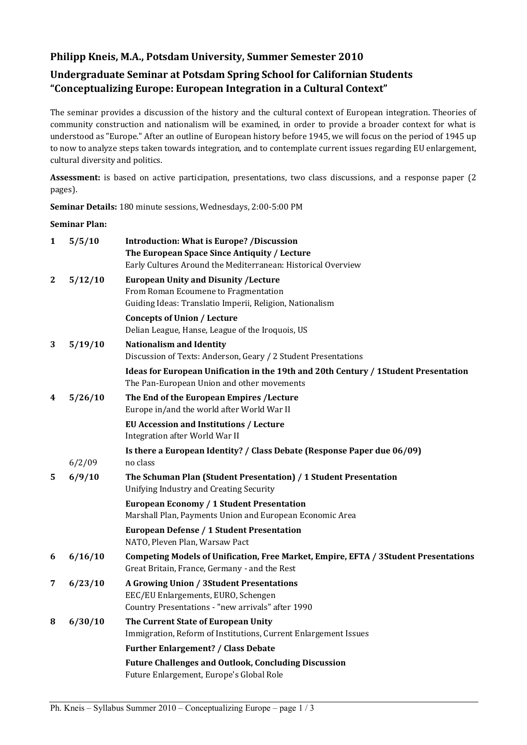## Philipp Kneis, M.A., Potsdam University, Summer Semester 2010

## Undergraduate Seminar at Potsdam Spring School for Californian Students "Conceptualizing Europe: European Integration in a Cultural Context"

The seminar provides a discussion of the history and the cultural context of European integration. Theories of community construction and nationalism will be examined, in order to provide a broader context for what is understood as "Europe." After an outline of European history before 1945, we will focus on the period of 1945 up to now to analyze steps taken towards integration, and to contemplate current issues regarding EU enlargement, cultural diversity and politics.

**Assessment:** is based on active participation, presentations, two class discussions, and a response paper (2 pages).

**Seminar Details:** 180 minute sessions, Wednesdays, 2:00-5:00 PM

**Seminar Plan:**

| | | |
|---|---|---|
| **1** | **5/5/10** | **Introduction: What is Europe? /Discussion**<br>**The European Space Since Antiquity / Lecture**<br>Early Cultures Around the Mediterranean: Historical Overview |
| **2** | **5/12/10** | **European Unity and Disunity /Lecture**<br>From Roman Ecoumene to Fragmentation<br>Guiding Ideas: Translatio Imperii, Religion, Nationalism<br>**Concepts of Union / Lecture**<br>Delian League, Hanse, League of the Iroquois, US |
| **3** | **5/19/10** | **Nationalism and Identity**<br>Discussion of Texts: Anderson, Geary / 2 Student Presentations<br>**Ideas for European Unification in the 19th and 20th Century / 1Student Presentation**<br>The Pan-European Union and other movements |
| **4** | **5/26/10** | **The End of the European Empires /Lecture**<br>Europe in/and the world after World War II<br>**EU Accession and Institutions / Lecture**<br>Integration after World War II<br>**Is there a European Identity? / Class Debate (Response Paper due 06/09)** |
| | 6/2/09 | no class |
| **5** | **6/9/10** | **The Schuman Plan (Student Presentation) / 1 Student Presentation**<br>Unifying Industry and Creating Security<br>**European Economy / 1 Student Presentation**<br>Marshall Plan, Payments Union and European Economic Area<br>**European Defense / 1 Student Presentation**<br>NATO, Pleven Plan, Warsaw Pact |
| **6** | **6/16/10** | **Competing Models of Unification, Free Market, Empire, EFTA / 3Student Presentations**<br>Great Britain, France, Germany - and the Rest |
| **7** | **6/23/10** | **A Growing Union / 3Student Presentations**<br>EEC/EU Enlargements, EURO, Schengen<br>Country Presentations - "new arrivals" after 1990 |
| **8** | **6/30/10** | **The Current State of European Unity**<br>Immigration, Reform of Institutions, Current Enlargement Issues<br>**Further Enlargement? / Class Debate**<br>**Future Challenges and Outlook, Concluding Discussion**<br>Future Enlargement, Europe's Global Role |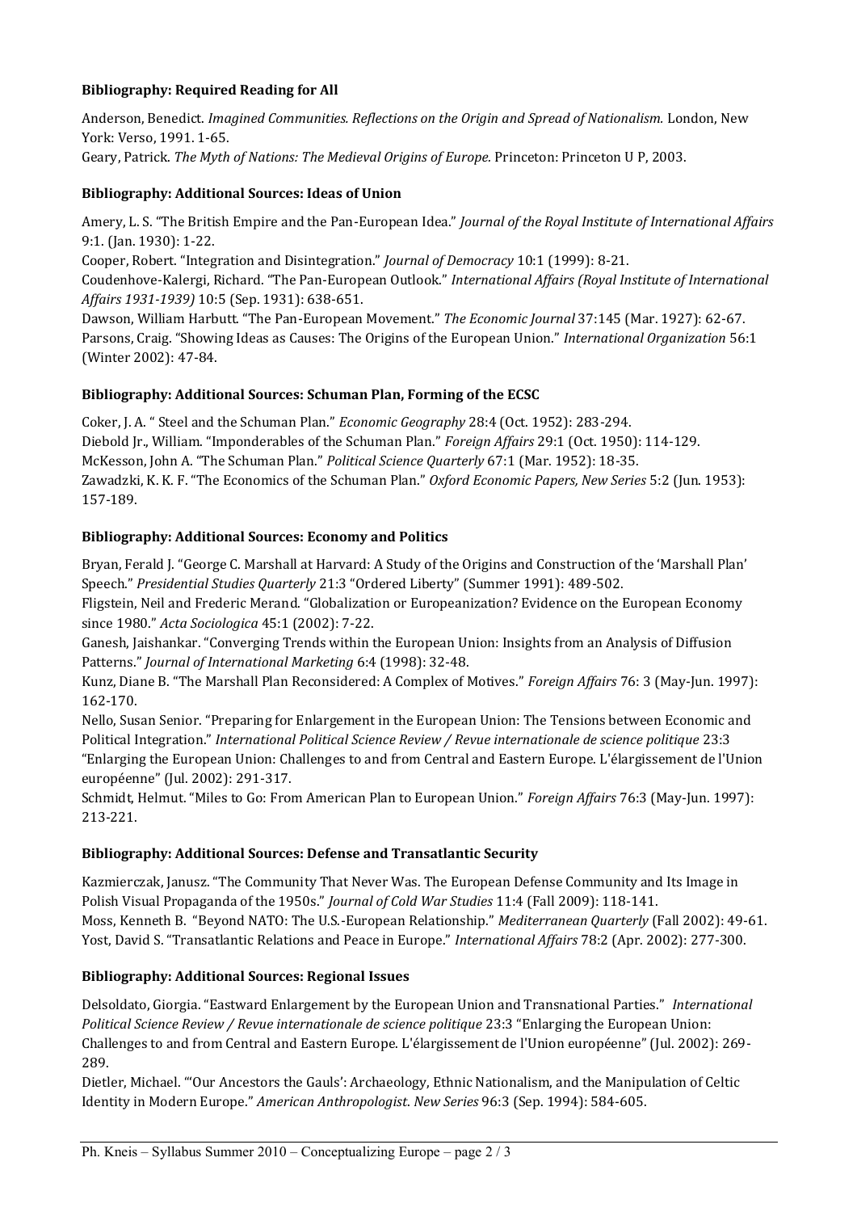### Bibliography: Required Reading for All

Anderson, Benedict. *Imagined Communities. Reflections on the Origin and Spread of Nationalism.* London, New York: Verso, 1991. 1-65.

Geary, Patrick. *The Myth of Nations: The Medieval Origins of Europe.* Princeton: Princeton U P, 2003.

### Bibliography: Additional Sources: Ideas of Union

Amery, L. S. "The British Empire and the Pan-European Idea." *Journal of the Royal Institute of International Affairs* 9:1. (Jan. 1930): 1-22.

Cooper, Robert. "Integration and Disintegration." *Journal of Democracy* 10:1 (1999): 8-21.

Coudenhove-Kalergi, Richard. "The Pan-European Outlook." *International Affairs (Royal Institute of International Affairs 1931-1939)* 10:5 (Sep. 1931): 638-651.

Dawson, William Harbutt. "The Pan-European Movement." *The Economic Journal* 37:145 (Mar. 1927): 62-67.

Parsons, Craig. "Showing Ideas as Causes: The Origins of the European Union." *International Organization* 56:1 (Winter 2002): 47-84.

### Bibliography: Additional Sources: Schuman Plan, Forming of the ECSC

Coker, J. A. " Steel and the Schuman Plan." *Economic Geography* 28:4 (Oct. 1952): 283-294.

Diebold Jr., William. "Imponderables of the Schuman Plan." *Foreign Affairs* 29:1 (Oct. 1950): 114-129.

McKesson, John A. "The Schuman Plan." *Political Science Quarterly* 67:1 (Mar. 1952): 18-35.

Zawadzki, K. K. F. "The Economics of the Schuman Plan." *Oxford Economic Papers, New Series* 5:2 (Jun. 1953): 157-189.

### Bibliography: Additional Sources: Economy and Politics

Bryan, Ferald J. "George C. Marshall at Harvard: A Study of the Origins and Construction of the 'Marshall Plan' Speech." *Presidential Studies Quarterly* 21:3 "Ordered Liberty" (Summer 1991): 489-502.

Fligstein, Neil and Frederic Merand. "Globalization or Europeanization? Evidence on the European Economy since 1980." *Acta Sociologica* 45:1 (2002): 7-22.

Ganesh, Jaishankar. "Converging Trends within the European Union: Insights from an Analysis of Diffusion Patterns." *Journal of International Marketing* 6:4 (1998): 32-48.

Kunz, Diane B. "The Marshall Plan Reconsidered: A Complex of Motives." *Foreign Affairs* 76: 3 (May-Jun. 1997): 162-170.

Nello, Susan Senior. "Preparing for Enlargement in the European Union: The Tensions between Economic and Political Integration." *International Political Science Review / Revue internationale de science politique* 23:3 "Enlarging the European Union: Challenges to and from Central and Eastern Europe. L'élargissement de l'Union européenne" (Jul. 2002): 291-317.

Schmidt, Helmut. "Miles to Go: From American Plan to European Union." *Foreign Affairs* 76:3 (May-Jun. 1997): 213-221.

### Bibliography: Additional Sources: Defense and Transatlantic Security

Kazmierczak, Janusz. "The Community That Never Was. The European Defense Community and Its Image in Polish Visual Propaganda of the 1950s." *Journal of Cold War Studies* 11:4 (Fall 2009): 118-141.

Moss, Kenneth B. "Beyond NATO: The U.S.-European Relationship." *Mediterranean Quarterly* (Fall 2002): 49-61.

Yost, David S. "Transatlantic Relations and Peace in Europe." *International Affairs* 78:2 (Apr. 2002): 277-300.

### Bibliography: Additional Sources: Regional Issues

Delsoldato, Giorgia. "Eastward Enlargement by the European Union and Transnational Parties." *International Political Science Review / Revue internationale de science politique* 23:3 "Enlarging the European Union: Challenges to and from Central and Eastern Europe. L'élargissement de l'Union européenne" (Jul. 2002): 269-289.

Dietler, Michael. "'Our Ancestors the Gauls': Archaeology, Ethnic Nationalism, and the Manipulation of Celtic Identity in Modern Europe." *American Anthropologist. New Series* 96:3 (Sep. 1994): 584-605.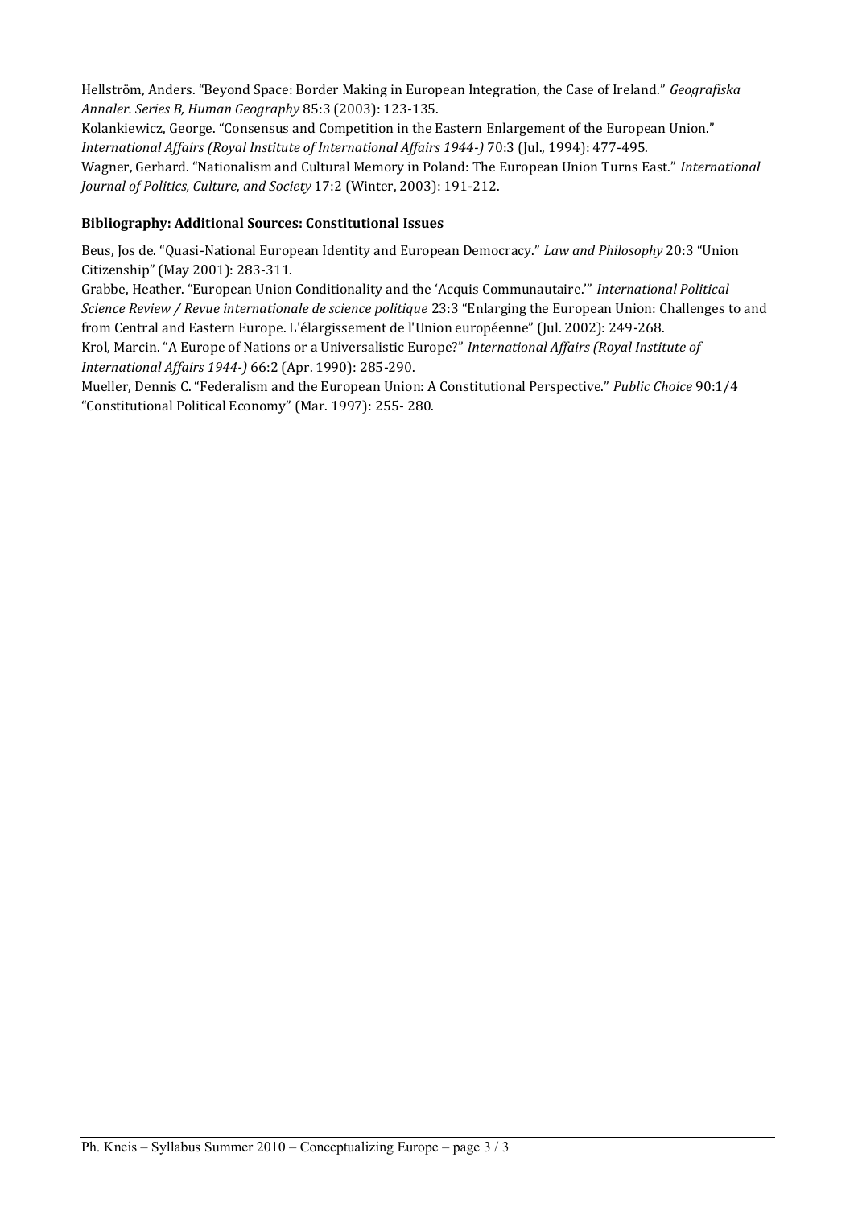Hellström, Anders. "Beyond Space: Border Making in European Integration, the Case of Ireland." *Geografiska Annaler. Series B, Human Geography* 85:3 (2003): 123-135.

Kolankiewicz, George. "Consensus and Competition in the Eastern Enlargement of the European Union." *International Affairs (Royal Institute of International Affairs 1944-)* 70:3 (Jul., 1994): 477-495.

Wagner, Gerhard. "Nationalism and Cultural Memory in Poland: The European Union Turns East." *International Journal of Politics, Culture, and Society* 17:2 (Winter, 2003): 191-212.

**Bibliography: Additional Sources: Constitutional Issues**

Beus, Jos de. "Quasi-National European Identity and European Democracy." *Law and Philosophy* 20:3 "Union Citizenship" (May 2001): 283-311.

Grabbe, Heather. "European Union Conditionality and the 'Acquis Communautaire.'" *International Political Science Review / Revue internationale de science politique* 23:3 "Enlarging the European Union: Challenges to and from Central and Eastern Europe. L'élargissement de l'Union européenne" (Jul. 2002): 249-268.

Krol, Marcin. "A Europe of Nations or a Universalistic Europe?" *International Affairs (Royal Institute of International Affairs 1944-)* 66:2 (Apr. 1990): 285-290.

Mueller, Dennis C. "Federalism and the European Union: A Constitutional Perspective." *Public Choice* 90:1/4 "Constitutional Political Economy" (Mar. 1997): 255- 280.